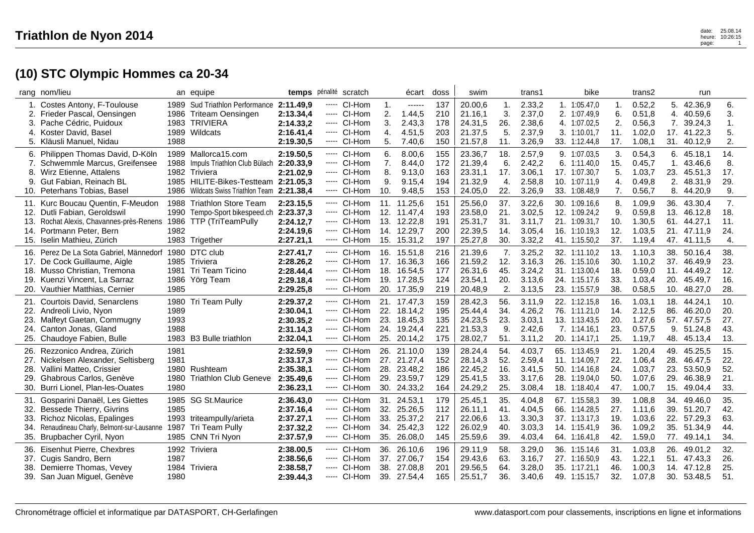# Triathlon de Nyon 2014

## (10) STC Olympic Hommes ca 20-34

| rang | nom/lieu | an | equipe | temps | pénalité | scratch | | écart | doss | swim | | trans1 | | bike | | trans2 | | run | |
|---|---|---|---|---|---|---|---|---|---|---|---|---|---|---|---|---|---|---|---|
| 1. | Costes Antony, F-Toulouse | 1989 | Sud Triathlon Performance | **2:11.49,9** | ----- | Cl-Hom | 1. | ------ | 137 | 20.00,6 | 1. | 2.33,2 | 1. | 1:05.47,0 | 1. | 0.52,2 | 5. | 42.36,9 | 6. |
| 2. | Frieder Pascal, Oensingen | 1986 | Triteam Oensingen | **2:13.34,4** | ----- | Cl-Hom | 2. | 1.44,5 | 210 | 21.16,1 | 3. | 2.37,0 | 2. | 1:07.49,9 | 6. | 0.51,8 | 4. | 40.59,6 | 3. |
| 3. | Pache Cédric, Puidoux | 1983 | TRIVIERA | **2:14.33,2** | ----- | Cl-Hom | 3. | 2.43,3 | 178 | 24.31,5 | 26. | 2.38,6 | 4. | 1:07.02,5 | 2. | 0.56,3 | 7. | 39.24,3 | 1. |
| 4. | Koster David, Basel | 1989 | Wildcats | **2:16.41,4** | ----- | Cl-Hom | 4. | 4.51,5 | 203 | 21.37,5 | 5. | 2.37,9 | 3. | 1:10.01,7 | 11. | 1.02,0 | 17. | 41.22,3 | 5. |
| 5. | Kläusli Manuel, Nidau | 1988 | | **2:19.30,5** | ----- | Cl-Hom | 5. | 7.40,6 | 150 | 21.57,8 | 11. | 3.26,9 | 33. | 1:12.44,8 | 17. | 1.08,1 | 31. | 40.12,9 | 2. |
| 6. | Philippen Thomas David, D-Köln | 1989 | Mallorca15.com | **2:19.50,5** | ----- | Cl-Hom | 6. | 8.00,6 | 155 | 23.36,7 | 18. | 2.57,9 | 9. | 1:07.03,5 | 3. | 0.54,3 | 6. | 45.18,1 | 14. |
| 7. | Schwemmle Marcus, Greifensee | 1988 | Impuls Triathlon Club Bülach | **2:20.33,9** | ----- | Cl-Hom | 7. | 8.44,0 | 172 | 21.39,4 | 6. | 2.42,2 | 6. | 1:11.40,0 | 15. | 0.45,7 | 1. | 43.46,6 | 8. |
| 8. | Wirz Etienne, Attalens | 1982 | Triviera | **2:21.02,9** | ----- | Cl-Hom | 8. | 9.13,0 | 163 | 23.31,1 | 17. | 3.06,1 | 17. | 1:07.30,7 | 5. | 1.03,7 | 23. | 45.51,3 | 17. |
| 9. | Gut Fabian, Reinach BL | 1985 | HILITE-Bikes-Testteam | **2:21.05,3** | ----- | Cl-Hom | 9. | 9.15,4 | 194 | 21.32,9 | 4. | 2.58,8 | 10. | 1:07.11,9 | 4. | 0.49,8 | 2. | 48.31,9 | 29. |
| 10. | Peterhans Tobias, Basel | 1986 | Wildcats Swiss Triathlon Team | **2:21.38,4** | ----- | Cl-Hom | 10. | 9.48,5 | 153 | 24.05,0 | 22. | 3.26,9 | 33. | 1:08.48,9 | 7. | 0.56,7 | 8. | 44.20,9 | 9. |
| 11. | Kurc Boucau Quentin, F-Meudon | 1988 | Triathlon Store Team | **2:23.15,5** | ----- | Cl-Hom | 11. | 11.25,6 | 151 | 25.56,0 | 37. | 3.22,6 | 30. | 1:09.16,6 | 8. | 1.09,9 | 36. | 43.30,4 | 7. |
| 12. | Dutli Fabian, Geroldswil | 1990 | Tempo-Sport bikespeed.ch | **2:23.37,3** | ----- | Cl-Hom | 12. | 11.47,4 | 193 | 23.58,0 | 21. | 3.02,5 | 12. | 1:09.24,2 | 9. | 0.59,8 | 13. | 46.12,8 | 18. |
| 13. | Rochat Alexis, Chavannes-près-Renens | 1986 | TTP (TriTeamPully | **2:24.12,7** | ----- | Cl-Hom | 13. | 12.22,8 | 191 | 25.31,7 | 31. | 3.11,7 | 21. | 1:09.31,7 | 10. | 1.30,5 | 61. | 44.27,1 | 11. |
| 14. | Portmann Peter, Bern | 1982 | | **2:24.19,6** | ----- | Cl-Hom | 14. | 12.29,7 | 200 | 22.39,5 | 14. | 3.05,4 | 16. | 1:10.19,3 | 12. | 1.03,5 | 21. | 47.11,9 | 24. |
| 15. | Iselin Mathieu, Zürich | 1983 | Trigether | **2:27.21,1** | ----- | Cl-Hom | 15. | 15.31,2 | 197 | 25.27,8 | 30. | 3.32,2 | 41. | 1:15.50,2 | 37. | 1.19,4 | 47. | 41.11,5 | 4. |
| 16. | Perez De La Sota Gabriel, Männedorf | 1980 | DTC club | **2:27.41,7** | ----- | Cl-Hom | 16. | 15.51,8 | 216 | 21.39,6 | 7. | 3.25,2 | 32. | 1:11.10,2 | 13. | 1.10,3 | 38. | 50.16,4 | 38. |
| 17. | De Cock Guillaume, Aigle | 1985 | Triviera | **2:28.26,2** | ----- | Cl-Hom | 17. | 16.36,3 | 166 | 21.59,2 | 12. | 3.16,3 | 26. | 1:15.10,6 | 30. | 1.10,2 | 37. | 46.49,9 | 23. |
| 18. | Musso Christian, Tremona | 1981 | Tri Team Ticino | **2:28.44,4** | ----- | Cl-Hom | 18. | 16.54,5 | 177 | 26.31,6 | 45. | 3.24,2 | 31. | 1:13.00,4 | 18. | 0.59,0 | 11. | 44.49,2 | 12. |
| 19. | Kuenzi Vincent, La Sarraz | 1986 | Yörg Team | **2:29.18,4** | ----- | Cl-Hom | 19. | 17.28,5 | 124 | 23.54,1 | 20. | 3.13,6 | 24. | 1:15.17,6 | 33. | 1.03,4 | 20. | 45.49,7 | 16. |
| 20. | Vauthier Matthias, Cernier | 1985 | | **2:29.25,8** | ----- | Cl-Hom | 20. | 17.35,9 | 219 | 20.48,9 | 2. | 3.13,5 | 23. | 1:15.57,9 | 38. | 0.58,5 | 10. | 48.27,0 | 28. |
| 21. | Courtois David, Senarclens | 1980 | Tri Team Pully | **2:29.37,2** | ----- | Cl-Hom | 21. | 17.47,3 | 159 | 28.42,3 | 56. | 3.11,9 | 22. | 1:12.15,8 | 16. | 1.03,1 | 18. | 44.24,1 | 10. |
| 22. | Andreoli Livio, Nyon | 1989 | | **2:30.04,1** | ----- | Cl-Hom | 22. | 18.14,2 | 195 | 25.44,4 | 34. | 4.26,2 | 76. | 1:11.21,0 | 14. | 2.12,5 | 86. | 46.20,0 | 20. |
| 23. | Malfeyt Gaetan, Commugny | 1993 | | **2:30.35,2** | ----- | Cl-Hom | 23. | 18.45,3 | 135 | 24.23,5 | 23. | 3.03,1 | 13. | 1:13.43,5 | 20. | 1.27,6 | 57. | 47.57,5 | 27. |
| 24. | Canton Jonas, Gland | 1988 | | **2:31.14,3** | ----- | Cl-Hom | 24. | 19.24,4 | 221 | 21.53,3 | 9. | 2.42,6 | 7. | 1:14.16,1 | 23. | 0.57,5 | 9. | 51.24,8 | 43. |
| 25. | Chaudoye Fabien, Bulle | 1983 | B3 Bulle triathlon | **2:32.04,1** | ----- | Cl-Hom | 25. | 20.14,2 | 175 | 28.02,7 | 51. | 3.11,2 | 20. | 1:14.17,1 | 25. | 1.19,7 | 48. | 45.13,4 | 13. |
| 26. | Rezzonico Andrea, Zürich | 1981 | | **2:32.59,9** | ----- | Cl-Hom | 26. | 21.10,0 | 139 | 28.24,4 | 54. | 4.03,7 | 65. | 1:13.45,9 | 21. | 1.20,4 | 49. | 45.25,5 | 15. |
| 27. | Nickelsen Alexander, Seltisberg | 1981 | | **2:33.17,3** | ----- | Cl-Hom | 27. | 21.27,4 | 152 | 28.14,3 | 52. | 2.59,4 | 11. | 1:14.09,7 | 22. | 1.06,4 | 28. | 46.47,5 | 22. |
| 28. | Vallini Matteo, Crissier | 1980 | Rushteam | **2:35.38,1** | ----- | Cl-Hom | 28. | 23.48,2 | 186 | 22.45,2 | 16. | 3.41,5 | 50. | 1:14.16,8 | 24. | 1.03,7 | 23. | 53.50,9 | 52. |
| 29. | Ghabrous Carlos, Genève | 1980 | Triathlon Club Geneve | **2:35.49,6** | ----- | Cl-Hom | 29. | 23.59,7 | 129 | 25.41,5 | 33. | 3.17,6 | 28. | 1:19.04,0 | 50. | 1.07,6 | 29. | 46.38,9 | 21. |
| 30. | Burri Lionel, Plan-les-Ouates | 1980 | | **2:36.23,1** | ----- | Cl-Hom | 30. | 24.33,2 | 164 | 24.29,2 | 25. | 3.08,4 | 18. | 1:18.40,4 | 47. | 1.00,7 | 15. | 49.04,4 | 33. |
| 31. | Gosparini Danaël, Les Giettes | 1985 | SG St.Maurice | **2:36.43,0** | ----- | Cl-Hom | 31. | 24.53,1 | 179 | 25.45,1 | 35. | 4.04,8 | 67. | 1:15.58,3 | 39. | 1.08,8 | 34. | 49.46,0 | 35. |
| 32. | Bessede Thierry, Givrins | 1985 | | **2:37.16,4** | ----- | Cl-Hom | 32. | 25.26,5 | 112 | 26.11,1 | 41. | 4.04,5 | 66. | 1:14.28,5 | 27. | 1.11,6 | 39. | 51.20,7 | 42. |
| 33. | Richoz Nicolas, Epalinges | 1993 | triteampully/arieta | **2:37.27,1** | ----- | Cl-Hom | 33. | 25.37,2 | 217 | 22.06,6 | 13. | 3.30,3 | 37. | 1:13.17,3 | 19. | 1.03,6 | 22. | 57.29,3 | 63. |
| 34. | Renaudineau Charly, Belmont-sur-Lausanne | 1987 | Tri Team Pully | **2:37.32,2** | ----- | Cl-Hom | 34. | 25.42,3 | 122 | 26.02,9 | 40. | 3.03,3 | 14. | 1:15.41,9 | 36. | 1.09,2 | 35. | 51.34,9 | 44. |
| 35. | Brupbacher Cyril, Nyon | 1985 | CNN Tri Nyon | **2:37.57,9** | ----- | Cl-Hom | 35. | 26.08,0 | 145 | 25.59,6 | 39. | 4.03,4 | 64. | 1:16.41,8 | 42. | 1.59,0 | 77. | 49.14,1 | 34. |
| 36. | Eisenhut Pierre, Chexbres | 1992 | Triviera | **2:38.00,5** | ----- | Cl-Hom | 36. | 26.10,6 | 196 | 29.11,9 | 58. | 3.29,0 | 36. | 1:15.14,6 | 31. | 1.03,8 | 26. | 49.01,2 | 32. |
| 37. | Cugis Sandro, Bern | 1987 | | **2:38.56,6** | ----- | Cl-Hom | 37. | 27.06,7 | 154 | 29.43,6 | 63. | 3.16,7 | 27. | 1:16.50,9 | 43. | 1.22,1 | 51. | 47.43,3 | 26. |
| 38. | Demierre Thomas, Vevey | 1984 | Triviera | **2:38.58,7** | ----- | Cl-Hom | 38. | 27.08,8 | 201 | 29.56,5 | 64. | 3.28,0 | 35. | 1:17.21,1 | 46. | 1.00,3 | 14. | 47.12,8 | 25. |
| 39. | San Juan Miguel, Genève | 1980 | | **2:39.44,3** | ----- | Cl-Hom | 39. | 27.54,4 | 165 | 25.51,7 | 36. | 3.40,6 | 49. | 1:15.15,7 | 32. | 1.07,8 | 30. | 53.48,5 | 51. |

Chronométrage officiel et informatique par DATASPORT, CH-Gerlafingen — www.datasport.com pour classements, inscriptions en ligne et informations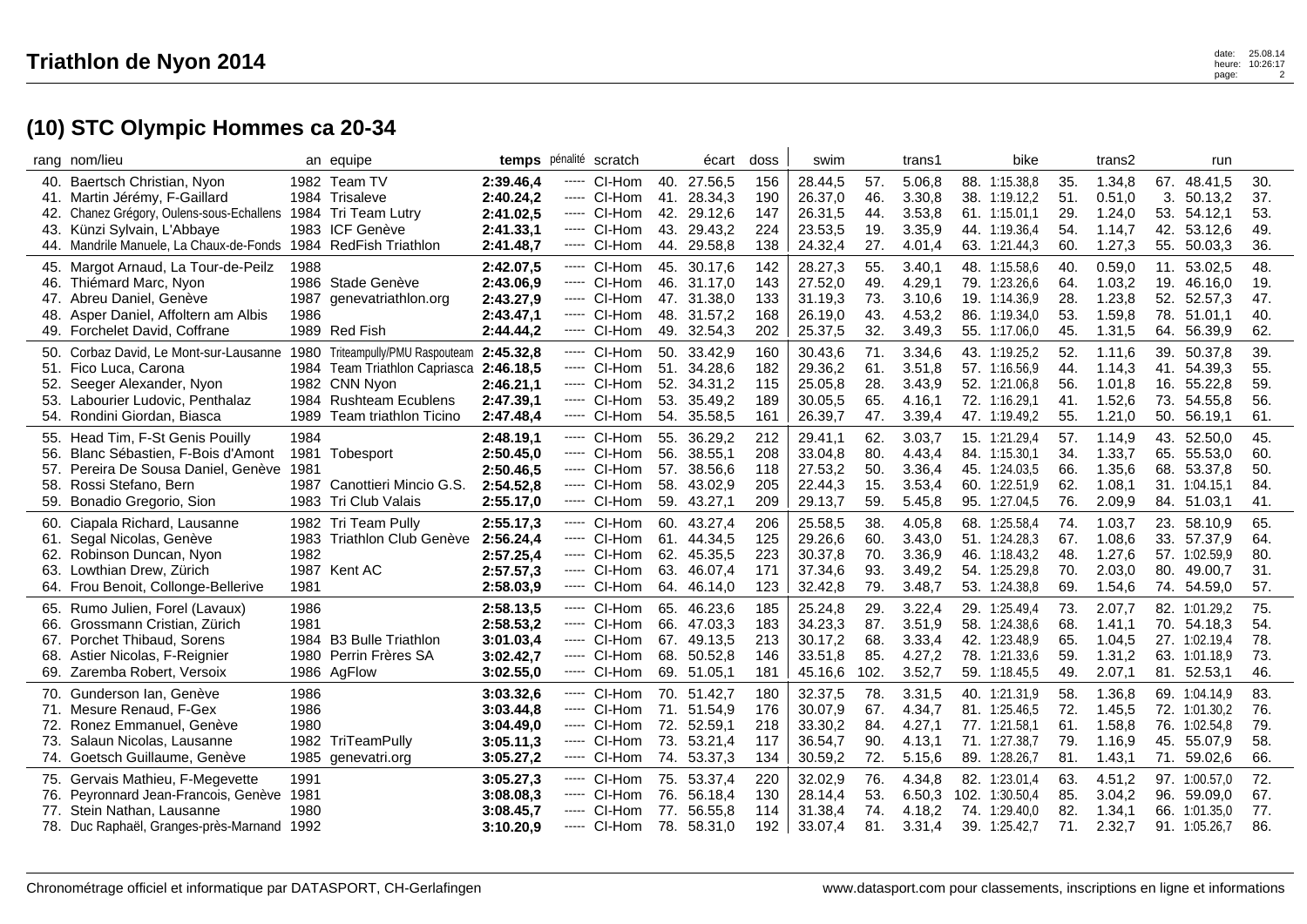## Triathlon de Nyon 2014

### (10) STC Olympic Hommes ca 20-34

| rang | nom/lieu | an | equipe | temps | pénalité | scratch | | écart | doss | swim | | trans1 | | bike | | trans2 | | run | |
|---|---|---|---|---|---|---|---|---|---|---|---|---|---|---|---|---|---|---|---|
| 40. | Baertsch Christian, Nyon | 1982 | Team TV | 2:39.46,4 | ----- | Cl-Hom | 40. | 27.56,5 | 156 | 28.44,5 | 57. | 5.06,8 | 88. | 1:15.38,8 | 35. | 1.34,8 | 67. | 48.41,5 | 30. |
| 41. | Martin Jérémy, F-Gaillard | 1984 | Trisaleve | 2:40.24,2 | ----- | Cl-Hom | 41. | 28.34,3 | 190 | 26.37,0 | 46. | 3.30,8 | 38. | 1:19.12,2 | 51. | 0.51,0 | 3. | 50.13,2 | 37. |
| 42. | Chanez Grégory, Oulens-sous-Echallens | 1984 | Tri Team Lutry | 2:41.02,5 | ----- | Cl-Hom | 42. | 29.12,6 | 147 | 26.31,5 | 44. | 3.53,8 | 61. | 1:15.01,1 | 29. | 1.24,0 | 53. | 54.12,1 | 53. |
| 43. | Künzi Sylvain, L'Abbaye | 1983 | ICF Genève | 2:41.33,1 | ----- | Cl-Hom | 43. | 29.43,2 | 224 | 23.53,5 | 19. | 3.35,9 | 44. | 1:19.36,4 | 54. | 1.14,7 | 42. | 53.12,6 | 49. |
| 44. | Mandrile Manuele, La Chaux-de-Fonds | 1984 | RedFish Triathlon | 2:41.48,7 | ----- | Cl-Hom | 44. | 29.58,8 | 138 | 24.32,4 | 27. | 4.01,4 | 63. | 1:21.44,3 | 60. | 1.27,3 | 55. | 50.03,3 | 36. |
| 45. | Margot Arnaud, La Tour-de-Peilz | 1988 | | 2:42.07,5 | ----- | Cl-Hom | 45. | 30.17,6 | 142 | 28.27,3 | 55. | 3.40,1 | 48. | 1:15.58,6 | 40. | 0.59,0 | 11. | 53.02,5 | 48. |
| 46. | Thiémard Marc, Nyon | 1986 | Stade Genève | 2:43.06,9 | ----- | Cl-Hom | 46. | 31.17,0 | 143 | 27.52,0 | 49. | 4.29,1 | 79. | 1:23.26,6 | 64. | 1.03,2 | 19. | 46.16,0 | 19. |
| 47. | Abreu Daniel, Genève | 1987 | genevatriathlon.org | 2:43.27,9 | ----- | Cl-Hom | 47. | 31.38,0 | 133 | 31.19,3 | 73. | 3.10,6 | 19. | 1:14.36,9 | 28. | 1.23,8 | 52. | 52.57,3 | 47. |
| 48. | Asper Daniel, Affoltern am Albis | 1986 | | 2:43.47,1 | ----- | Cl-Hom | 48. | 31.57,2 | 168 | 26.19,0 | 43. | 4.53,2 | 86. | 1:19.34,0 | 53. | 1.59,8 | 78. | 51.01,1 | 40. |
| 49. | Forchelet David, Coffrane | 1989 | Red Fish | 2:44.44,2 | ----- | Cl-Hom | 49. | 32.54,3 | 202 | 25.37,5 | 32. | 3.49,3 | 55. | 1:17.06,0 | 45. | 1.31,5 | 64. | 56.39,9 | 62. |
| 50. | Corbaz David, Le Mont-sur-Lausanne | 1980 | Triteampully/PMU Raspouteam | 2:45.32,8 | ----- | Cl-Hom | 50. | 33.42,9 | 160 | 30.43,6 | 71. | 3.34,6 | 43. | 1:19.25,2 | 52. | 1.11,6 | 39. | 50.37,8 | 39. |
| 51. | Fico Luca, Carona | 1984 | Team Triathlon Capriasca | 2:46.18,5 | ----- | Cl-Hom | 51. | 34.28,6 | 182 | 29.36,2 | 61. | 3.51,8 | 57. | 1:16.56,9 | 44. | 1.14,3 | 41. | 54.39,3 | 55. |
| 52. | Seeger Alexander, Nyon | 1982 | CNN Nyon | 2:46.21,1 | ----- | Cl-Hom | 52. | 34.31,2 | 115 | 25.05,8 | 28. | 3.43,9 | 52. | 1:21.06,8 | 56. | 1.01,8 | 16. | 55.22,8 | 59. |
| 53. | Labourier Ludovic, Penthalaz | 1984 | Rushteam Ecublens | 2:47.39,1 | ----- | Cl-Hom | 53. | 35.49,2 | 189 | 30.05,5 | 65. | 4.16,1 | 72. | 1:16.29,1 | 41. | 1.52,6 | 73. | 54.55,8 | 56. |
| 54. | Rondini Giordan, Biasca | 1989 | Team triathlon Ticino | 2:47.48,4 | ----- | Cl-Hom | 54. | 35.58,5 | 161 | 26.39,7 | 47. | 3.39,4 | 47. | 1:19.40,4 | 55. | 1.21,0 | 50. | 56.19,1 | 61. |
| 55. | Head Tim, F-St Genis Pouilly | 1984 | | 2:48.19,1 | ----- | Cl-Hom | 55. | 36.29,2 | 212 | 29.41,1 | 62. | 3.03,7 | 15. | 1:21.29,4 | 57. | 1.14,9 | 43. | 52.50,0 | 45. |
| 56. | Blanc Sébastien, F-Bois d'Amont | 1981 | Tobesport | 2:50.45,0 | ----- | Cl-Hom | 56. | 38.55,1 | 208 | 33.04,8 | 80. | 4.43,4 | 84. | 1:15.30,1 | 34. | 1.33,7 | 65. | 55.53,0 | 60. |
| 57. | Pereira De Sousa Daniel, Genève | 1981 | | 2:50.46,5 | ----- | Cl-Hom | 57. | 38.56,6 | 118 | 27.53,2 | 50. | 3.36,4 | 45. | 1:24.03,5 | 66. | 1.35,6 | 68. | 53.37,8 | 50. |
| 58. | Rossi Stefano, Bern | 1987 | Canottieri Mincio G.S. | 2:54.52,8 | ----- | Cl-Hom | 58. | 43.02,9 | 205 | 22.44,3 | 15. | 3.53,4 | 60. | 1:22.51,9 | 62. | 1.08,1 | 31. | 1:04.15,1 | 84. |
| 59. | Bonadio Gregorio, Sion | 1983 | Tri Club Valais | 2:55.17,0 | ----- | Cl-Hom | 59. | 43.27,1 | 209 | 29.13,7 | 59. | 5.45,8 | 95. | 1:27.04,5 | 76. | 2.09,9 | 84. | 51.03,1 | 41. |
| 60. | Ciapala Richard, Lausanne | 1982 | Tri Team Pully | 2:55.17,3 | ----- | Cl-Hom | 60. | 43.27,4 | 206 | 25.58,5 | 38. | 4.05,8 | 68. | 1:25.58,4 | 74. | 1.03,7 | 23. | 58.10,9 | 65. |
| 61. | Segal Nicolas, Genève | 1983 | Triathlon Club Genève | 2:56.24,4 | ----- | Cl-Hom | 61. | 44.34,5 | 125 | 29.26,6 | 60. | 3.43,0 | 51. | 1:24.28,3 | 67. | 1.08,6 | 33. | 57.37,9 | 64. |
| 62. | Robinson Duncan, Nyon | 1982 | | 2:57.25,4 | ----- | Cl-Hom | 62. | 45.35,5 | 223 | 30.37,8 | 70. | 3.36,9 | 46. | 1:18.43,2 | 48. | 1.27,6 | 57. | 1:02.59,9 | 80. |
| 63. | Lowthian Drew, Zürich | 1987 | Kent AC | 2:57.57,3 | ----- | Cl-Hom | 63. | 46.07,4 | 171 | 37.34,6 | 93. | 3.49,2 | 54. | 1:25.29,8 | 70. | 2.03,0 | 80. | 49.00,7 | 31. |
| 64. | Frou Benoit, Collonge-Bellerive | 1981 | | 2:58.03,9 | ----- | Cl-Hom | 64. | 46.14,0 | 123 | 32.42,8 | 79. | 3.48,7 | 53. | 1:24.38,8 | 69. | 1.54,6 | 74. | 54.59,0 | 57. |
| 65. | Rumo Julien, Forel (Lavaux) | 1986 | | 2:58.13,5 | ----- | Cl-Hom | 65. | 46.23,6 | 185 | 25.24,8 | 29. | 3.22,4 | 29. | 1:25.49,4 | 73. | 2.07,7 | 82. | 1:01.29,2 | 75. |
| 66. | Grossmann Cristian, Zürich | 1981 | | 2:58.53,2 | ----- | Cl-Hom | 66. | 47.03,3 | 183 | 34.23,3 | 87. | 3.51,9 | 58. | 1:24.38,6 | 68. | 1.41,1 | 70. | 54.18,3 | 54. |
| 67. | Porchet Thibaud, Sorens | 1984 | B3 Bulle Triathlon | 3:01.03,4 | ----- | Cl-Hom | 67. | 49.13,5 | 213 | 30.17,2 | 68. | 3.33,4 | 42. | 1:23.48,9 | 65. | 1.04,5 | 27. | 1:02.19,4 | 78. |
| 68. | Astier Nicolas, F-Reignier | 1980 | Perrin Frères SA | 3:02.42,7 | ----- | Cl-Hom | 68. | 50.52,8 | 146 | 33.51,8 | 85. | 4.27,2 | 78. | 1:21.33,6 | 59. | 1.31,2 | 63. | 1:01.18,9 | 73. |
| 69. | Zaremba Robert, Versoix | 1986 | AgFlow | 3:02.55,0 | ----- | Cl-Hom | 69. | 51.05,1 | 181 | 45.16,6 | 102. | 3.52,7 | 59. | 1:18.45,5 | 49. | 2.07,1 | 81. | 52.53,1 | 46. |
| 70. | Gunderson Ian, Genève | 1986 | | 3:03.32,6 | ----- | Cl-Hom | 70. | 51.42,7 | 180 | 32.37,5 | 78. | 3.31,5 | 40. | 1:21.31,9 | 58. | 1.36,8 | 69. | 1:04.14,9 | 83. |
| 71. | Mesure Renaud, F-Gex | 1986 | | 3:03.44,8 | ----- | Cl-Hom | 71. | 51.54,9 | 176 | 30.07,9 | 67. | 4.34,7 | 81. | 1:25.46,5 | 72. | 1.45,5 | 72. | 1:01.30,2 | 76. |
| 72. | Ronez Emmanuel, Genève | 1980 | | 3:04.49,0 | ----- | Cl-Hom | 72. | 52.59,1 | 218 | 33.30,2 | 84. | 4.27,1 | 77. | 1:21.58,1 | 61. | 1.58,8 | 76. | 1:02.54,8 | 79. |
| 73. | Salaun Nicolas, Lausanne | 1982 | TriTeamPully | 3:05.11,3 | ----- | Cl-Hom | 73. | 53.21,4 | 117 | 36.54,7 | 90. | 4.13,1 | 71. | 1:27.38,7 | 79. | 1.16,9 | 45. | 55.07,9 | 58. |
| 74. | Goetsch Guillaume, Genève | 1985 | genevatri.org | 3:05.27,2 | ----- | Cl-Hom | 74. | 53.37,3 | 134 | 30.59,2 | 72. | 5.15,6 | 89. | 1:28.26,7 | 81. | 1.43,1 | 71. | 59.02,6 | 66. |
| 75. | Gervais Mathieu, F-Megevette | 1991 | | 3:05.27,3 | ----- | Cl-Hom | 75. | 53.37,4 | 220 | 32.02,9 | 76. | 4.34,8 | 82. | 1:23.01,4 | 63. | 4.51,2 | 97. | 1:00.57,0 | 72. |
| 76. | Peyronnard Jean-Francois, Genève | 1981 | | 3:08.08,3 | ----- | Cl-Hom | 76. | 56.18,4 | 130 | 28.14,4 | 53. | 6.50,3 | 102. | 1:30.50,4 | 85. | 3.04,2 | 96. | 59.09,0 | 67. |
| 77. | Stein Nathan, Lausanne | 1980 | | 3:08.45,7 | ----- | Cl-Hom | 77. | 56.55,8 | 114 | 31.38,4 | 74. | 4.18,2 | 74. | 1:29.40,0 | 82. | 1.34,1 | 66. | 1:01.35,0 | 77. |
| 78. | Duc Raphaël, Granges-près-Marnand | 1992 | | 3:10.20,9 | ----- | Cl-Hom | 78. | 58.31,0 | 192 | 33.07,4 | 81. | 3.31,4 | 39. | 1:25.42,7 | 71. | 2.32,7 | 91. | 1:05.26,7 | 86. |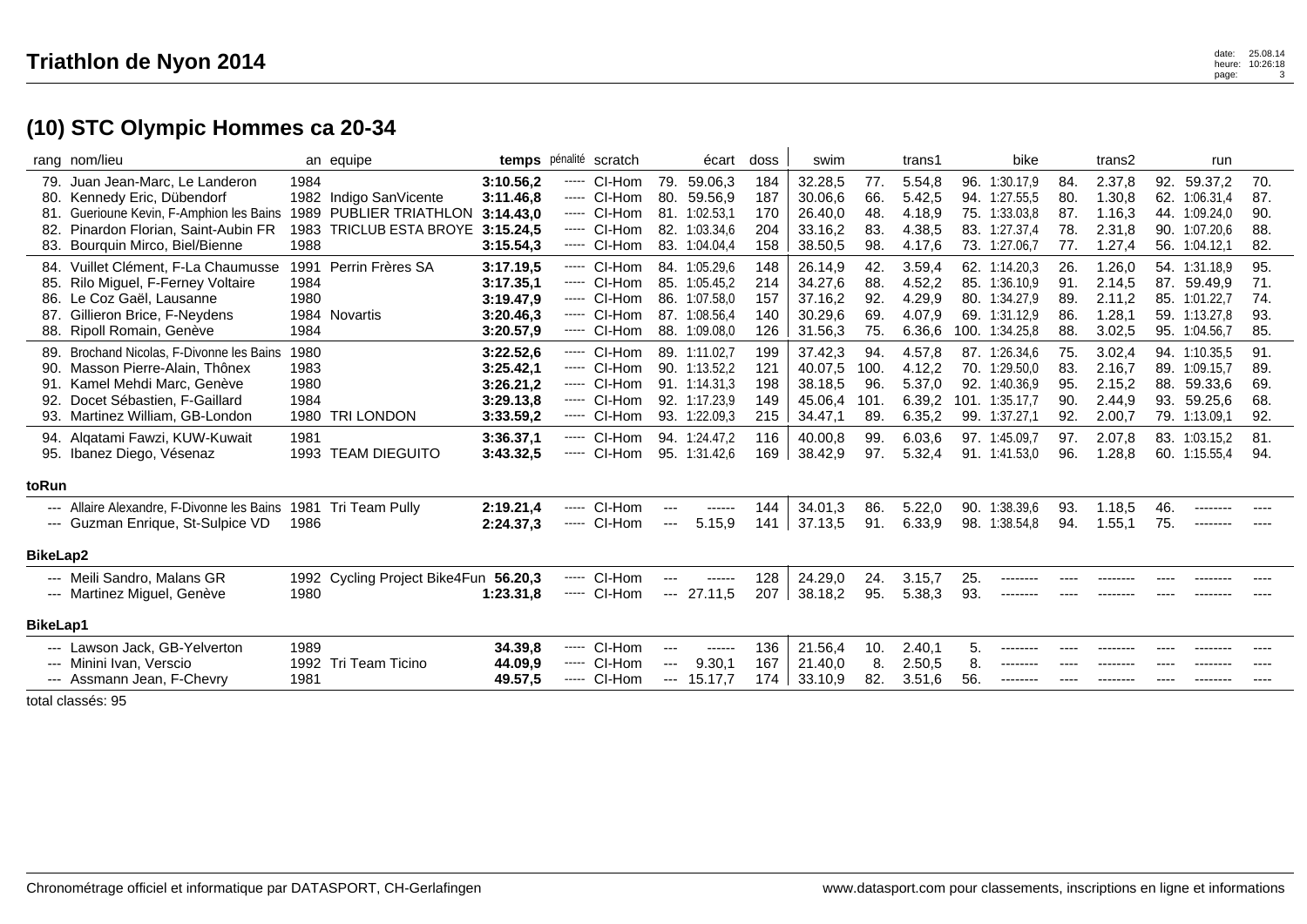# Triathlon de Nyon 2014

date: 25.08.14
heure: 10:26:18

## (10) STC Olympic Hommes ca 20-34

| rang | nom/lieu | an | equipe | temps | pénalité | scratch | | écart | doss | swim | | trans1 | | bike | | trans2 | | run | |
|---|---|---|---|---|---|---|---|---|---|---|---|---|---|---|---|---|---|---|---|
| 79. | Juan Jean-Marc, Le Landeron | 1984 | | **3:10.56,2** | ----- | Cl-Hom | 79. | 59.06,3 | 184 | 32.28,5 | 77. | 5.54,8 | 96. | 1:30.17,9 | 84. | 2.37,8 | 92. | 59.37,2 | 70. |
| 80. | Kennedy Eric, Dübendorf | 1982 | Indigo SanVicente | **3:11.46,8** | ----- | Cl-Hom | 80. | 59.56,9 | 187 | 30.06,6 | 66. | 5.42,5 | 94. | 1:27.55,5 | 80. | 1.30,8 | 62. | 1:06.31,4 | 87. |
| 81. | Guerioune Kevin, F-Amphion les Bains | 1989 | PUBLIER TRIATHLON | **3:14.43,0** | ----- | Cl-Hom | 81. | 1:02.53,1 | 170 | 26.40,0 | 48. | 4.18,9 | 75. | 1:33.03,8 | 87. | 1.16,3 | 44. | 1:09.24,0 | 90. |
| 82. | Pinardon Florian, Saint-Aubin FR | 1983 | TRICLUB ESTA BROYE | **3:15.24,5** | ----- | Cl-Hom | 82. | 1:03.34,6 | 204 | 33.16,2 | 83. | 4.38,5 | 83. | 1:27.37,4 | 78. | 2.31,8 | 90. | 1:07.20,6 | 88. |
| 83. | Bourquin Mirco, Biel/Bienne | 1988 | | **3:15.54,3** | ----- | Cl-Hom | 83. | 1:04.04,4 | 158 | 38.50,5 | 98. | 4.17,6 | 73. | 1:27.06,7 | 77. | 1.27,4 | 56. | 1:04.12,1 | 82. |
| 84. | Vuillet Clément, F-La Chaumusse | 1991 | Perrin Frères SA | **3:17.19,5** | ----- | Cl-Hom | 84. | 1:05.29,6 | 148 | 26.14,9 | 42. | 3.59,4 | 62. | 1:14.20,3 | 26. | 1.26,0 | 54. | 1:31.18,9 | 95. |
| 85. | Rilo Miguel, F-Ferney Voltaire | 1984 | | **3:17.35,1** | ----- | Cl-Hom | 85. | 1:05.45,2 | 214 | 34.27,6 | 88. | 4.52,2 | 85. | 1:36.10,9 | 91. | 2.14,5 | 87. | 59.49,9 | 71. |
| 86. | Le Coz Gaël, Lausanne | 1980 | | **3:19.47,9** | ----- | Cl-Hom | 86. | 1:07.58,0 | 157 | 37.16,2 | 92. | 4.29,9 | 80. | 1:34.27,9 | 89. | 2.11,2 | 85. | 1:01.22,7 | 74. |
| 87. | Gillieron Brice, F-Neydens | 1984 | Novartis | **3:20.46,3** | ----- | Cl-Hom | 87. | 1:08.56,4 | 140 | 30.29,6 | 69. | 4.07,9 | 69. | 1:31.12,9 | 86. | 1.28,1 | 59. | 1:13.27,8 | 93. |
| 88. | Ripoll Romain, Genève | 1984 | | **3:20.57,9** | ----- | Cl-Hom | 88. | 1:09.08,0 | 126 | 31.56,3 | 75. | 6.36,6 | 100. | 1:34.25,8 | 88. | 3.02,5 | 95. | 1:04.56,7 | 85. |
| 89. | Brochand Nicolas, F-Divonne les Bains | 1980 | | **3:22.52,6** | ----- | Cl-Hom | 89. | 1:11.02,7 | 199 | 37.42,3 | 94. | 4.57,8 | 87. | 1:26.34,6 | 75. | 3.02,4 | 94. | 1:10.35,5 | 91. |
| 90. | Masson Pierre-Alain, Thônex | 1983 | | **3:25.42,1** | ----- | Cl-Hom | 90. | 1:13.52,2 | 121 | 40.07,5 | 100. | 4.12,2 | 70. | 1:29.50,0 | 83. | 2.16,7 | 89. | 1:09.15,7 | 89. |
| 91. | Kamel Mehdi Marc, Genève | 1980 | | **3:26.21,2** | ----- | Cl-Hom | 91. | 1:14.31,3 | 198 | 38.18,5 | 96. | 5.37,0 | 92. | 1:40.36,9 | 95. | 2.15,2 | 88. | 59.33,6 | 69. |
| 92. | Docet Sébastien, F-Gaillard | 1984 | | **3:29.13,8** | ----- | Cl-Hom | 92. | 1:17.23,9 | 149 | 45.06,4 | 101. | 6.39,2 | 101. | 1:35.17,7 | 90. | 2.44,9 | 93. | 59.25,6 | 68. |
| 93. | Martinez William, GB-London | 1980 | TRI LONDON | **3:33.59,2** | ----- | Cl-Hom | 93. | 1:22.09,3 | 215 | 34.47,1 | 89. | 6.35,2 | 99. | 1:37.27,1 | 92. | 2.00,7 | 79. | 1:13.09,1 | 92. |
| 94. | Alqatami Fawzi, KUW-Kuwait | 1981 | | **3:36.37,1** | ----- | Cl-Hom | 94. | 1:24.47,2 | 116 | 40.00,8 | 99. | 6.03,6 | 97. | 1:45.09,7 | 97. | 2.07,8 | 83. | 1:03.15,2 | 81. |
| 95. | Ibanez Diego, Vésenaz | 1993 | TEAM DIEGUITO | **3:43.32,5** | ----- | Cl-Hom | 95. | 1:31.42,6 | 169 | 38.42,9 | 97. | 5.32,4 | 91. | 1:41.53,0 | 96. | 1.28,8 | 60. | 1:15.55,4 | 94. |
| **toRun** | | | | | | | | | | | | | | | | | | | |
| --- | Allaire Alexandre, F-Divonne les Bains | 1981 | Tri Team Pully | **2:19.21,4** | ----- | Cl-Hom | --- | ------ | 144 | 34.01,3 | 86. | 5.22,0 | 90. | 1:38.39,6 | 93. | 1.18,5 | 46. | -------- | ---- |
| --- | Guzman Enrique, St-Sulpice VD | 1986 | | **2:24.37,3** | ----- | Cl-Hom | --- | 5.15,9 | 141 | 37.13,5 | 91. | 6.33,9 | 98. | 1:38.54,8 | 94. | 1.55,1 | 75. | -------- | ---- |
| **BikeLap2** | | | | | | | | | | | | | | | | | | | |
| --- | Meili Sandro, Malans GR | 1992 | Cycling Project Bike4Fun | **56.20,3** | ----- | Cl-Hom | --- | ------ | 128 | 24.29,0 | 24. | 3.15,7 | 25. | -------- | ---- | -------- | ---- | -------- | ---- |
| --- | Martinez Miguel, Genève | 1980 | | **1:23.31,8** | ----- | Cl-Hom | --- | 27.11,5 | 207 | 38.18,2 | 95. | 5.38,3 | 93. | -------- | ---- | -------- | ---- | -------- | ---- |
| **BikeLap1** | | | | | | | | | | | | | | | | | | | |
| --- | Lawson Jack, GB-Yelverton | 1989 | | **34.39,8** | ----- | Cl-Hom | --- | ------ | 136 | 21.56,4 | 10. | 2.40,1 | 5. | -------- | ---- | -------- | ---- | -------- | ---- |
| --- | Minini Ivan, Verscio | 1992 | Tri Team Ticino | **44.09,9** | ----- | Cl-Hom | --- | 9.30,1 | 167 | 21.40,0 | 8. | 2.50,5 | 8. | -------- | ---- | -------- | ---- | -------- | ---- |
| --- | Assmann Jean, F-Chevry | 1981 | | **49.57,5** | ----- | Cl-Hom | --- | 15.17,7 | 174 | 33.10,9 | 82. | 3.51,6 | 56. | -------- | ---- | -------- | ---- | -------- | ---- |

total classés: 95

Chronométrage officiel et informatique par DATASPORT, CH-Gerlafingen

www.datasport.com pour classements, inscriptions en ligne et informations